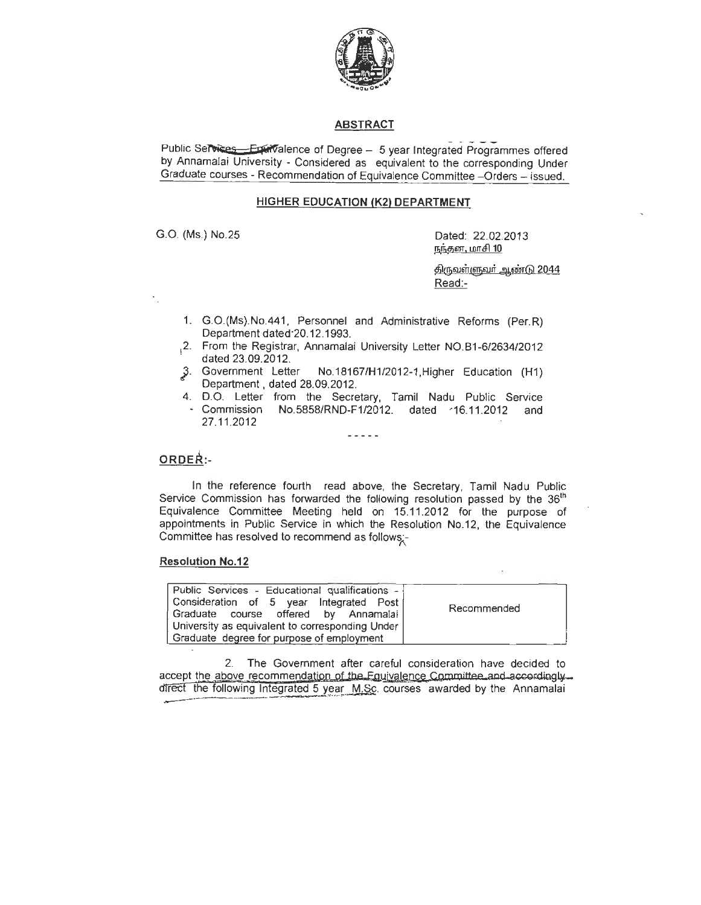## ABSTRACT

Public Services – Equivalence of Degree – 5 year Integrated Programmes offered by Annamalai University - Considered as equivalent to the corresponding Under Graduate courses - Recommendation of Equivalence Committee –Orders – issued.

### HIGHER EDUCATION (K2) DEPARTMENT

G.O. (Ms.) No.25 Dated: 22.02.2013

நந்தன, மாசி 10

திருவள்ளுவர் ஆண்டு 2044

Read:-

1. G.O.(Ms).No.441, Personnel and Administrative Reforms (Per.R) Department dated 20.12.1993.
2. From the Registrar, Annamalai University Letter NO.B1-6/2634/2012 dated 23.09.2012.
3. Government Letter No.18167/H1/2012-1,Higher Education (H1) Department , dated 28.09.2012.
4. D.O. Letter from the Secretary, Tamil Nadu Public Service Commission No.5858/RND-F1/2012. dated 16.11.2012 and 27.11.2012

-----

**ORDER:-**

In the reference fourth read above, the Secretary, Tamil Nadu Public Service Commission has forwarded the following resolution passed by the 36th Equivalence Committee Meeting held on 15.11.2012 for the purpose of appointments in Public Service in which the Resolution No.12, the Equivalence Committee has resolved to recommend as follows:-

**Resolution No.12**

| Public Services - Educational qualifications - Consideration of 5 year Integrated Post Graduate course offered by Annamalai University as equivalent to corresponding Under Graduate degree for purpose of employment | Recommended |
|---|---|

2. The Government after careful consideration have decided to accept the above recommendation of the Equivalence Committee and accordingly direct the following Integrated 5 year M.Sc. courses awarded by the Annamalai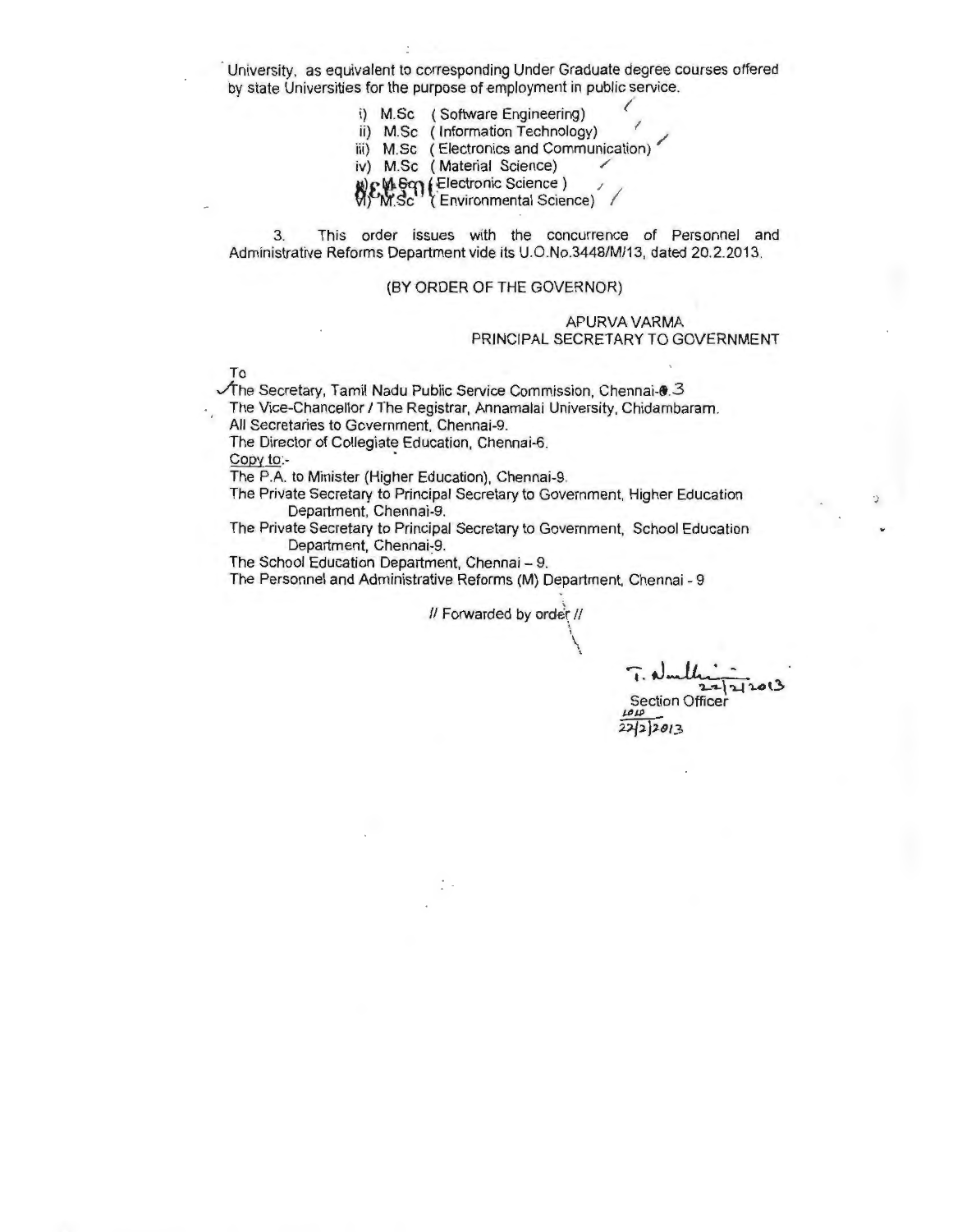University, as equivalent to corresponding Under Graduate degree courses offered by state Universities for the purpose of employment in public service.

i) M.Sc (Software Engineering)
ii) M.Sc (Information Technology)
iii) M.Sc (Electronics and Communication)
iv) M.Sc (Material Science)
v) M.Sc (Electronic Science)
vi) M.Sc (Environmental Science)

3. This order issues with the concurrence of Personnel and Administrative Reforms Department vide its U.O.No.3448/M/13, dated 20.2.2013.

(BY ORDER OF THE GOVERNOR)

APURVA VARMA
PRINCIPAL SECRETARY TO GOVERNMENT

To
The Secretary, Tamil Nadu Public Service Commission, Chennai-3
The Vice-Chancellor / The Registrar, Annamalai University, Chidambaram.
All Secretaries to Government, Chennai-9.
The Director of Collegiate Education, Chennai-6.
Copy to:-
The P.A. to Minister (Higher Education), Chennai-9.
The Private Secretary to Principal Secretary to Government, Higher Education Department, Chennai-9.
The Private Secretary to Principal Secretary to Government, School Education Department, Chennai-9.
The School Education Department, Chennai – 9.
The Personnel and Administrative Reforms (M) Department, Chennai - 9

// Forwarded by order //

22/2/2013
Section Officer
22/2/2013